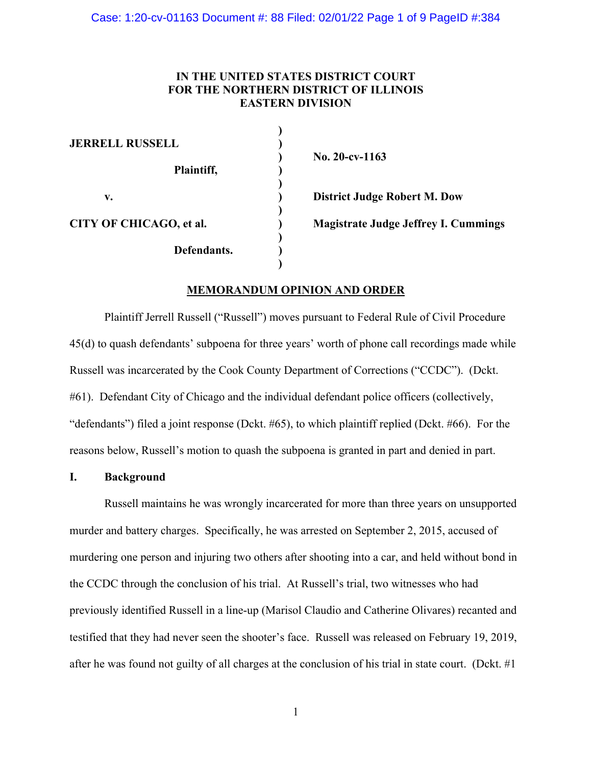**IN THE UNITED STATES DISTRICT COURT**
**FOR THE NORTHERN DISTRICT OF ILLINOIS**
**EASTERN DIVISION**

| | | |
|---|---|---|
| **JERRELL RUSSELL** | ) | |
| **Plaintiff,** | ) | **No. 20-cv-1163** |
| **v.** | ) | **District Judge Robert M. Dow** |
| **CITY OF CHICAGO, et al.** | ) | **Magistrate Judge Jeffrey I. Cummings** |
| **Defendants.** | ) | |

**MEMORANDUM OPINION AND ORDER**

Plaintiff Jerrell Russell ("Russell") moves pursuant to Federal Rule of Civil Procedure 45(d) to quash defendants' subpoena for three years' worth of phone call recordings made while Russell was incarcerated by the Cook County Department of Corrections ("CCDC"). (Dckt. #61). Defendant City of Chicago and the individual defendant police officers (collectively, "defendants") filed a joint response (Dckt. #65), to which plaintiff replied (Dckt. #66). For the reasons below, Russell's motion to quash the subpoena is granted in part and denied in part.

## I. Background

Russell maintains he was wrongly incarcerated for more than three years on unsupported murder and battery charges. Specifically, he was arrested on September 2, 2015, accused of murdering one person and injuring two others after shooting into a car, and held without bond in the CCDC through the conclusion of his trial. At Russell's trial, two witnesses who had previously identified Russell in a line-up (Marisol Claudio and Catherine Olivares) recanted and testified that they had never seen the shooter's face. Russell was released on February 19, 2019, after he was found not guilty of all charges at the conclusion of his trial in state court. (Dckt. #1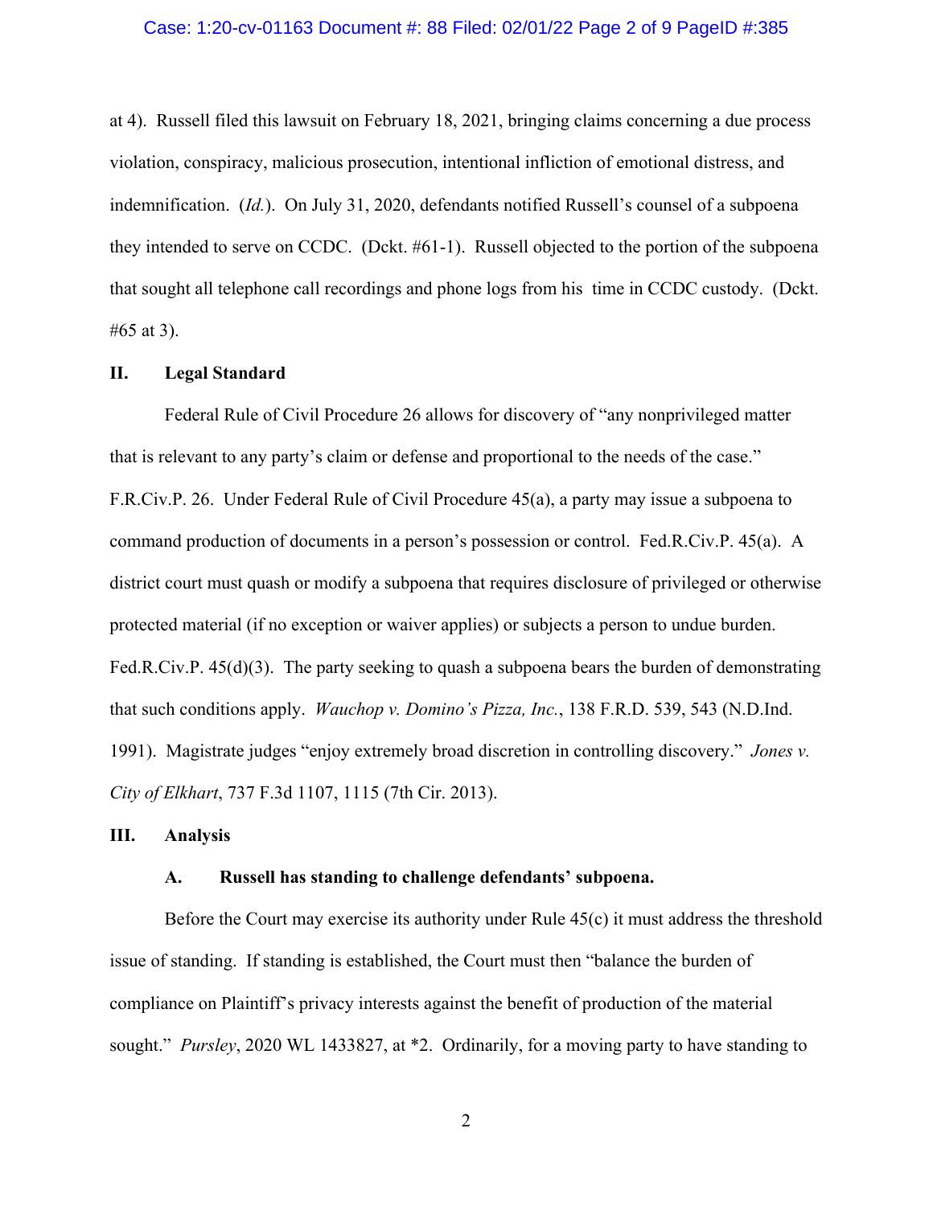at 4). Russell filed this lawsuit on February 18, 2021, bringing claims concerning a due process violation, conspiracy, malicious prosecution, intentional infliction of emotional distress, and indemnification. (*Id.*). On July 31, 2020, defendants notified Russell's counsel of a subpoena they intended to serve on CCDC. (Dckt. #61-1). Russell objected to the portion of the subpoena that sought all telephone call recordings and phone logs from his time in CCDC custody. (Dckt. #65 at 3).

## II. Legal Standard

Federal Rule of Civil Procedure 26 allows for discovery of "any nonprivileged matter that is relevant to any party's claim or defense and proportional to the needs of the case." F.R.Civ.P. 26. Under Federal Rule of Civil Procedure 45(a), a party may issue a subpoena to command production of documents in a person's possession or control. Fed.R.Civ.P. 45(a). A district court must quash or modify a subpoena that requires disclosure of privileged or otherwise protected material (if no exception or waiver applies) or subjects a person to undue burden. Fed.R.Civ.P. 45(d)(3). The party seeking to quash a subpoena bears the burden of demonstrating that such conditions apply. *Wauchop v. Domino's Pizza, Inc.*, 138 F.R.D. 539, 543 (N.D.Ind. 1991). Magistrate judges "enjoy extremely broad discretion in controlling discovery." *Jones v. City of Elkhart*, 737 F.3d 1107, 1115 (7th Cir. 2013).

## III. Analysis

### A. Russell has standing to challenge defendants' subpoena.

Before the Court may exercise its authority under Rule 45(c) it must address the threshold issue of standing. If standing is established, the Court must then "balance the burden of compliance on Plaintiff's privacy interests against the benefit of production of the material sought." *Pursley*, 2020 WL 1433827, at *2. Ordinarily, for a moving party to have standing to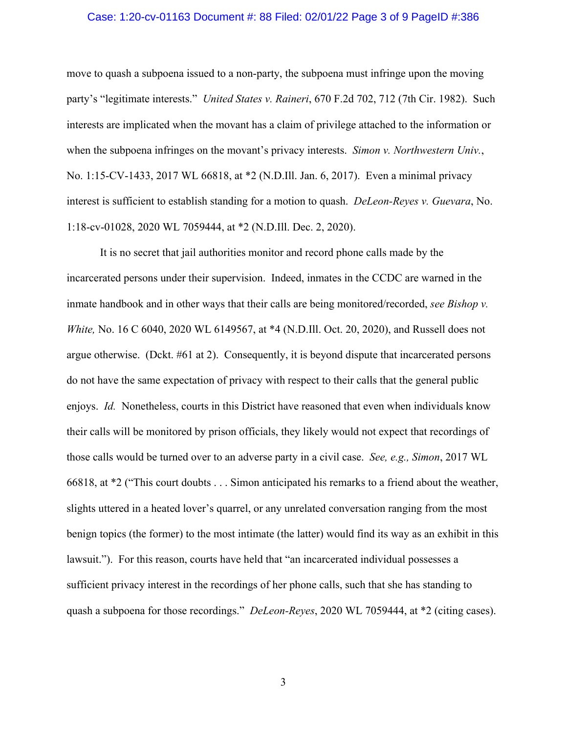move to quash a subpoena issued to a non-party, the subpoena must infringe upon the moving party's "legitimate interests." *United States v. Raineri*, 670 F.2d 702, 712 (7th Cir. 1982). Such interests are implicated when the movant has a claim of privilege attached to the information or when the subpoena infringes on the movant's privacy interests. *Simon v. Northwestern Univ.*, No. 1:15-CV-1433, 2017 WL 66818, at *2 (N.D.Ill. Jan. 6, 2017). Even a minimal privacy interest is sufficient to establish standing for a motion to quash. *DeLeon-Reyes v. Guevara*, No. 1:18-cv-01028, 2020 WL 7059444, at *2 (N.D.Ill. Dec. 2, 2020).

It is no secret that jail authorities monitor and record phone calls made by the incarcerated persons under their supervision. Indeed, inmates in the CCDC are warned in the inmate handbook and in other ways that their calls are being monitored/recorded, *see Bishop v. White,* No. 16 C 6040, 2020 WL 6149567, at *4 (N.D.Ill. Oct. 20, 2020), and Russell does not argue otherwise. (Dckt. #61 at 2). Consequently, it is beyond dispute that incarcerated persons do not have the same expectation of privacy with respect to their calls that the general public enjoys. *Id.* Nonetheless, courts in this District have reasoned that even when individuals know their calls will be monitored by prison officials, they likely would not expect that recordings of those calls would be turned over to an adverse party in a civil case. *See, e.g., Simon*, 2017 WL 66818, at *2 ("This court doubts . . . Simon anticipated his remarks to a friend about the weather, slights uttered in a heated lover's quarrel, or any unrelated conversation ranging from the most benign topics (the former) to the most intimate (the latter) would find its way as an exhibit in this lawsuit."). For this reason, courts have held that "an incarcerated individual possesses a sufficient privacy interest in the recordings of her phone calls, such that she has standing to quash a subpoena for those recordings." *DeLeon-Reyes*, 2020 WL 7059444, at *2 (citing cases).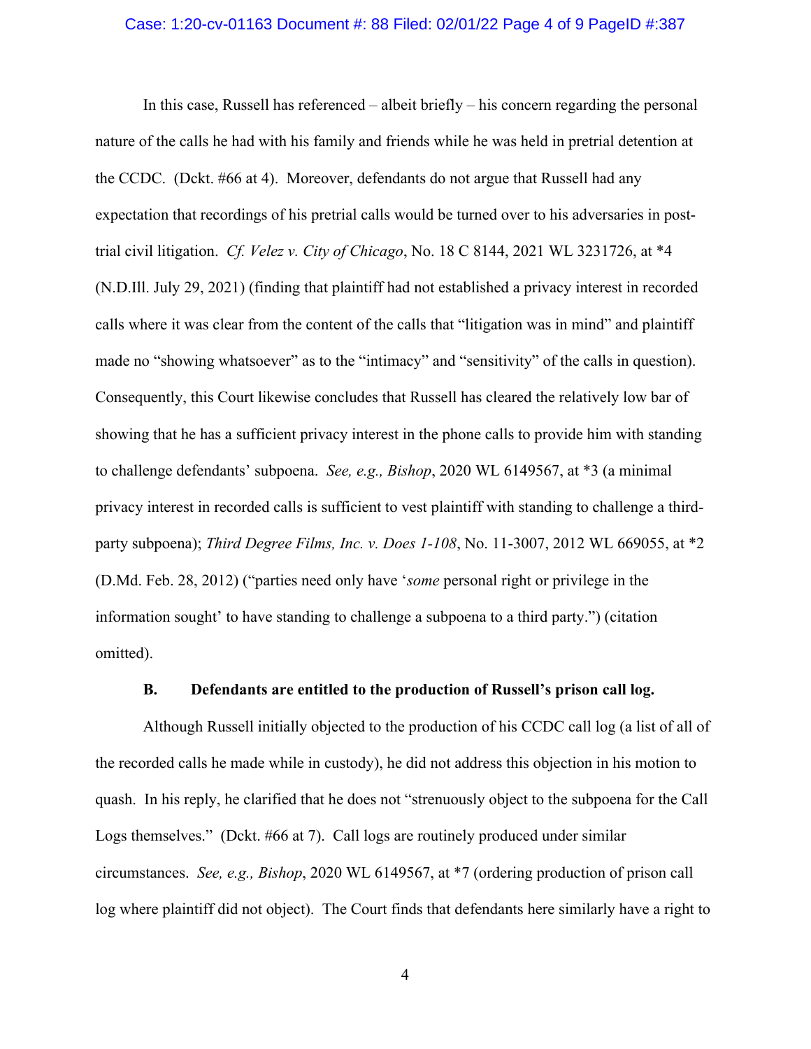In this case, Russell has referenced – albeit briefly – his concern regarding the personal nature of the calls he had with his family and friends while he was held in pretrial detention at the CCDC. (Dckt. #66 at 4). Moreover, defendants do not argue that Russell had any expectation that recordings of his pretrial calls would be turned over to his adversaries in post-trial civil litigation. *Cf. Velez v. City of Chicago*, No. 18 C 8144, 2021 WL 3231726, at *4 (N.D.Ill. July 29, 2021) (finding that plaintiff had not established a privacy interest in recorded calls where it was clear from the content of the calls that "litigation was in mind" and plaintiff made no "showing whatsoever" as to the "intimacy" and "sensitivity" of the calls in question). Consequently, this Court likewise concludes that Russell has cleared the relatively low bar of showing that he has a sufficient privacy interest in the phone calls to provide him with standing to challenge defendants' subpoena. *See, e.g., Bishop*, 2020 WL 6149567, at *3 (a minimal privacy interest in recorded calls is sufficient to vest plaintiff with standing to challenge a third-party subpoena); *Third Degree Films, Inc. v. Does 1-108*, No. 11-3007, 2012 WL 669055, at *2 (D.Md. Feb. 28, 2012) ("parties need only have '*some* personal right or privilege in the information sought' to have standing to challenge a subpoena to a third party.") (citation omitted).

### B. Defendants are entitled to the production of Russell's prison call log.

Although Russell initially objected to the production of his CCDC call log (a list of all of the recorded calls he made while in custody), he did not address this objection in his motion to quash. In his reply, he clarified that he does not "strenuously object to the subpoena for the Call Logs themselves." (Dckt. #66 at 7). Call logs are routinely produced under similar circumstances. *See, e.g., Bishop*, 2020 WL 6149567, at *7 (ordering production of prison call log where plaintiff did not object). The Court finds that defendants here similarly have a right to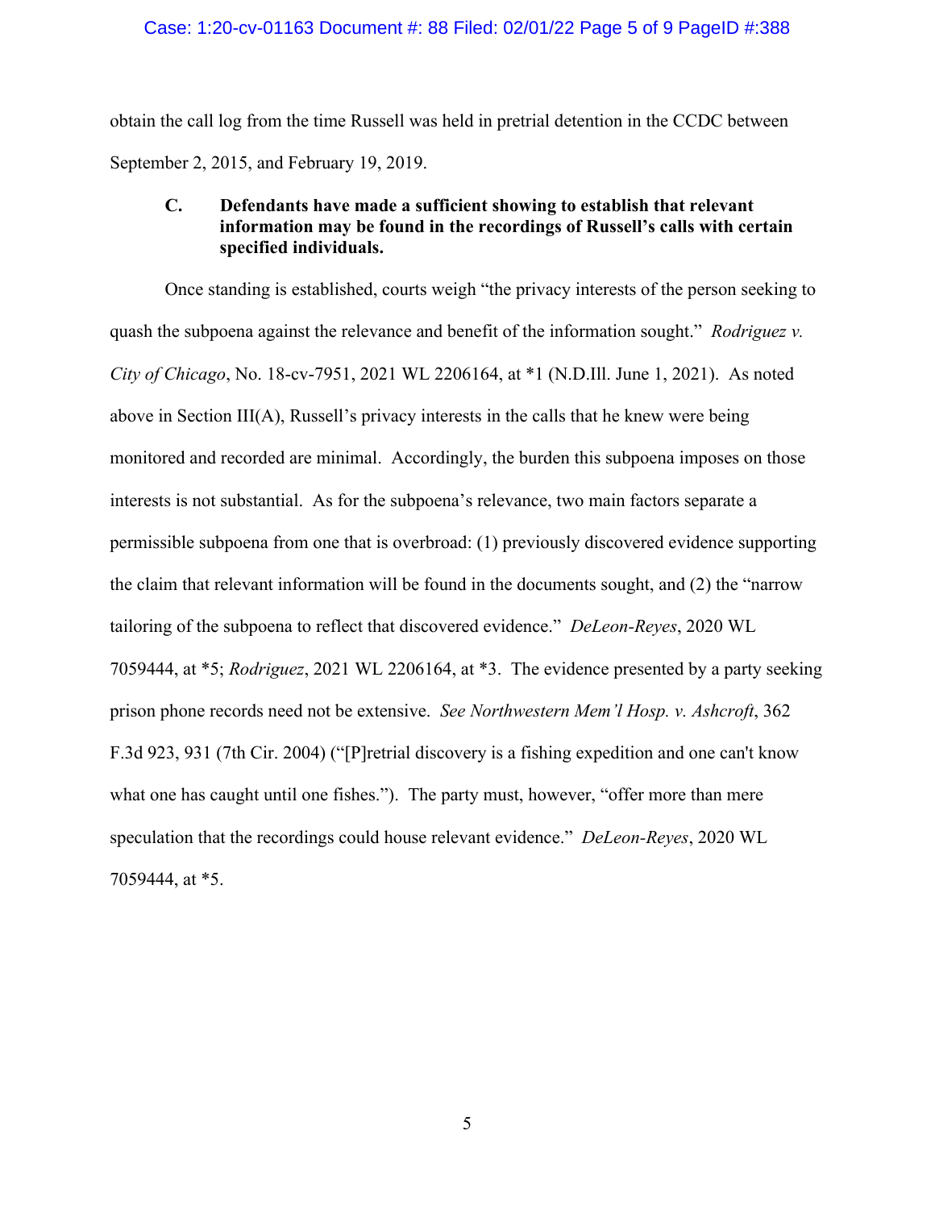obtain the call log from the time Russell was held in pretrial detention in the CCDC between September 2, 2015, and February 19, 2019.

### C. Defendants have made a sufficient showing to establish that relevant information may be found in the recordings of Russell's calls with certain specified individuals.

Once standing is established, courts weigh "the privacy interests of the person seeking to quash the subpoena against the relevance and benefit of the information sought." *Rodriguez v. City of Chicago*, No. 18-cv-7951, 2021 WL 2206164, at *1 (N.D.Ill. June 1, 2021). As noted above in Section III(A), Russell's privacy interests in the calls that he knew were being monitored and recorded are minimal. Accordingly, the burden this subpoena imposes on those interests is not substantial. As for the subpoena's relevance, two main factors separate a permissible subpoena from one that is overbroad: (1) previously discovered evidence supporting the claim that relevant information will be found in the documents sought, and (2) the "narrow tailoring of the subpoena to reflect that discovered evidence." *DeLeon-Reyes*, 2020 WL 7059444, at *5; *Rodriguez*, 2021 WL 2206164, at *3. The evidence presented by a party seeking prison phone records need not be extensive. *See Northwestern Mem'l Hosp. v. Ashcroft*, 362 F.3d 923, 931 (7th Cir. 2004) ("[P]retrial discovery is a fishing expedition and one can't know what one has caught until one fishes."). The party must, however, "offer more than mere speculation that the recordings could house relevant evidence." *DeLeon-Reyes*, 2020 WL 7059444, at *5.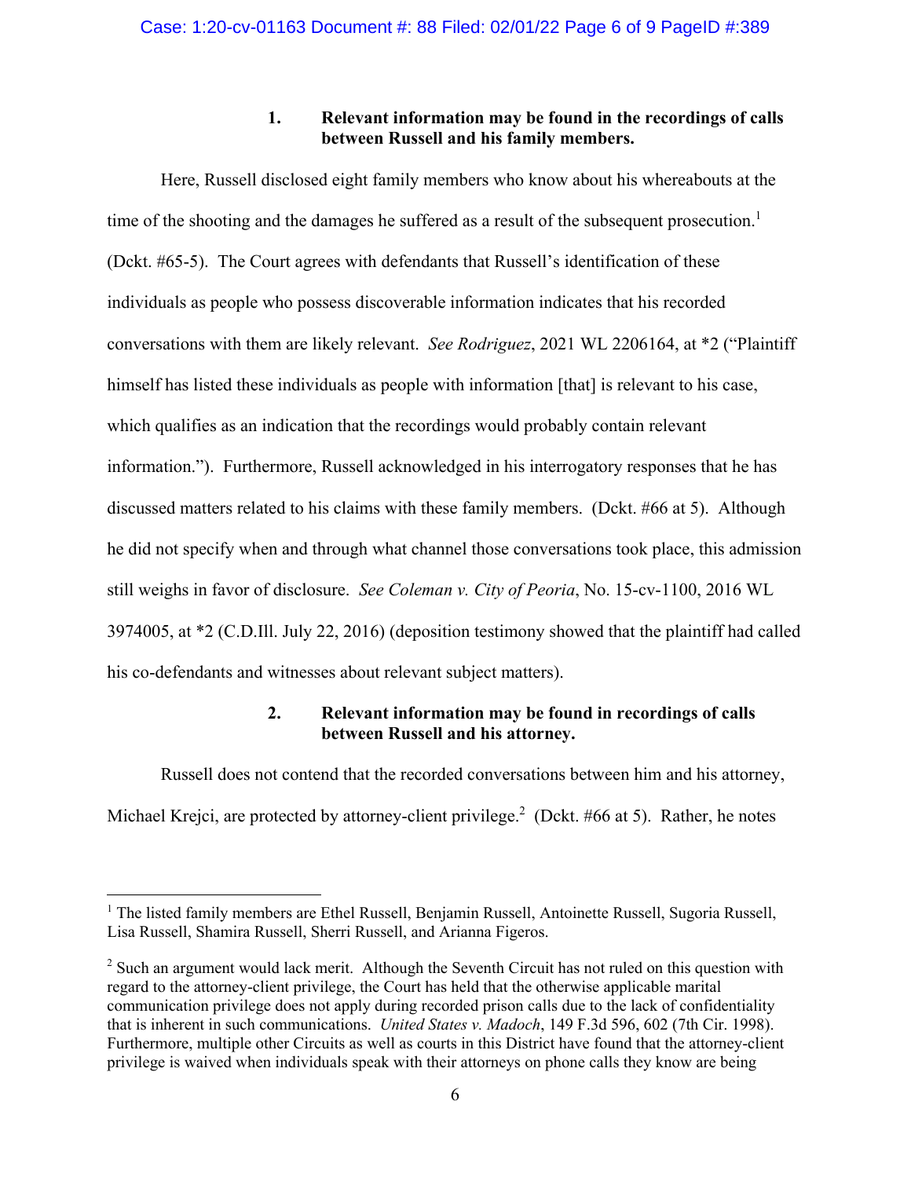### 1. Relevant information may be found in the recordings of calls between Russell and his family members.

Here, Russell disclosed eight family members who know about his whereabouts at the time of the shooting and the damages he suffered as a result of the subsequent prosecution.[1] (Dckt. #65-5). The Court agrees with defendants that Russell's identification of these individuals as people who possess discoverable information indicates that his recorded conversations with them are likely relevant. *See Rodriguez*, 2021 WL 2206164, at *2 ("Plaintiff himself has listed these individuals as people with information [that] is relevant to his case, which qualifies as an indication that the recordings would probably contain relevant information."). Furthermore, Russell acknowledged in his interrogatory responses that he has discussed matters related to his claims with these family members. (Dckt. #66 at 5). Although he did not specify when and through what channel those conversations took place, this admission still weighs in favor of disclosure. *See Coleman v. City of Peoria*, No. 15-cv-1100, 2016 WL 3974005, at *2 (C.D.Ill. July 22, 2016) (deposition testimony showed that the plaintiff had called his co-defendants and witnesses about relevant subject matters).

### 2. Relevant information may be found in recordings of calls between Russell and his attorney.

Russell does not contend that the recorded conversations between him and his attorney, Michael Krejci, are protected by attorney-client privilege.[2] (Dckt. #66 at 5). Rather, he notes

---

[1] The listed family members are Ethel Russell, Benjamin Russell, Antoinette Russell, Sugoria Russell, Lisa Russell, Shamira Russell, Sherri Russell, and Arianna Figeros.

[2] Such an argument would lack merit. Although the Seventh Circuit has not ruled on this question with regard to the attorney-client privilege, the Court has held that the otherwise applicable marital communication privilege does not apply during recorded prison calls due to the lack of confidentiality that is inherent in such communications. *United States v. Madoch*, 149 F.3d 596, 602 (7th Cir. 1998). Furthermore, multiple other Circuits as well as courts in this District have found that the attorney-client privilege is waived when individuals speak with their attorneys on phone calls they know are being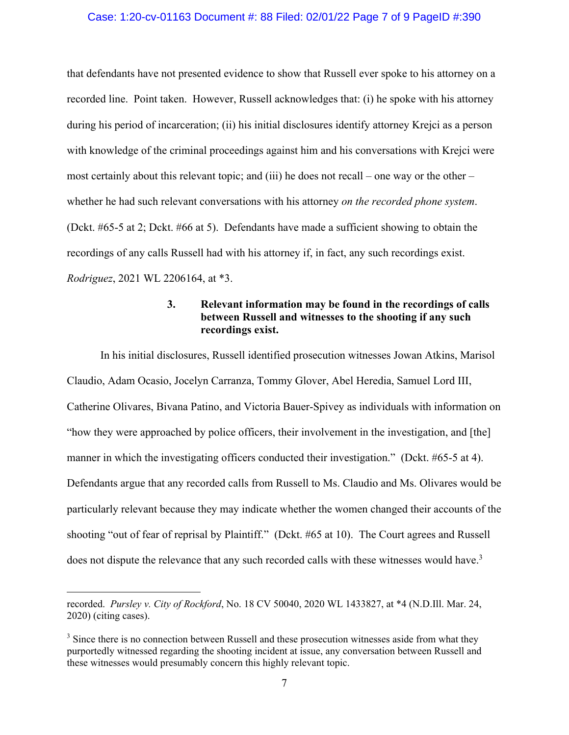that defendants have not presented evidence to show that Russell ever spoke to his attorney on a recorded line. Point taken. However, Russell acknowledges that: (i) he spoke with his attorney during his period of incarceration; (ii) his initial disclosures identify attorney Krejci as a person with knowledge of the criminal proceedings against him and his conversations with Krejci were most certainly about this relevant topic; and (iii) he does not recall – one way or the other – whether he had such relevant conversations with his attorney *on the recorded phone system*. (Dckt. #65-5 at 2; Dckt. #66 at 5). Defendants have made a sufficient showing to obtain the recordings of any calls Russell had with his attorney if, in fact, any such recordings exist. *Rodriguez*, 2021 WL 2206164, at *3.

### 3. Relevant information may be found in the recordings of calls between Russell and witnesses to the shooting if any such recordings exist.

In his initial disclosures, Russell identified prosecution witnesses Jowan Atkins, Marisol Claudio, Adam Ocasio, Jocelyn Carranza, Tommy Glover, Abel Heredia, Samuel Lord III, Catherine Olivares, Bivana Patino, and Victoria Bauer-Spivey as individuals with information on "how they were approached by police officers, their involvement in the investigation, and [the] manner in which the investigating officers conducted their investigation." (Dckt. #65-5 at 4). Defendants argue that any recorded calls from Russell to Ms. Claudio and Ms. Olivares would be particularly relevant because they may indicate whether the women changed their accounts of the shooting "out of fear of reprisal by Plaintiff." (Dckt. #65 at 10). The Court agrees and Russell does not dispute the relevance that any such recorded calls with these witnesses would have.[3]

---

recorded. *Pursley v. City of Rockford*, No. 18 CV 50040, 2020 WL 1433827, at *4 (N.D.Ill. Mar. 24, 2020) (citing cases).

[3] Since there is no connection between Russell and these prosecution witnesses aside from what they purportedly witnessed regarding the shooting incident at issue, any conversation between Russell and these witnesses would presumably concern this highly relevant topic.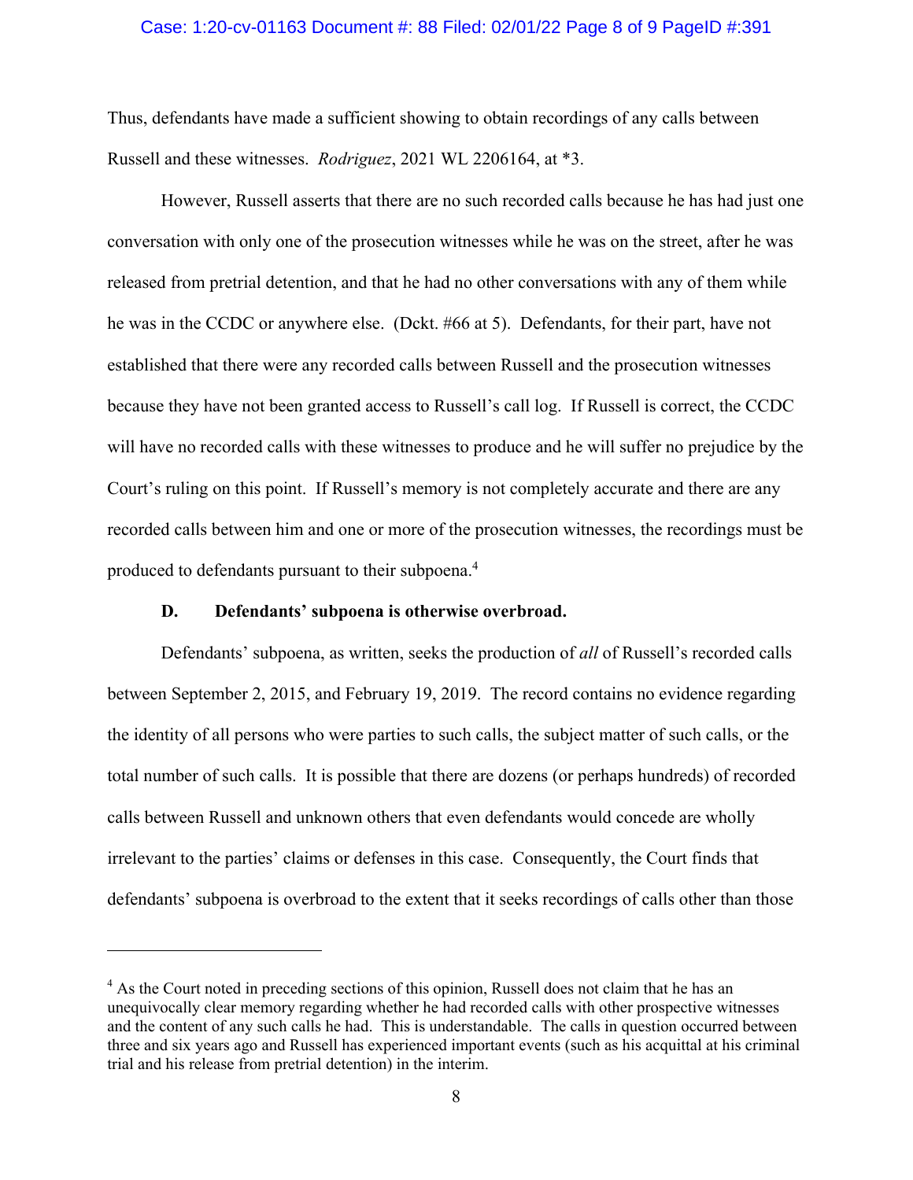Thus, defendants have made a sufficient showing to obtain recordings of any calls between Russell and these witnesses. *Rodriguez*, 2021 WL 2206164, at *3.

However, Russell asserts that there are no such recorded calls because he has had just one conversation with only one of the prosecution witnesses while he was on the street, after he was released from pretrial detention, and that he had no other conversations with any of them while he was in the CCDC or anywhere else. (Dckt. #66 at 5). Defendants, for their part, have not established that there were any recorded calls between Russell and the prosecution witnesses because they have not been granted access to Russell's call log. If Russell is correct, the CCDC will have no recorded calls with these witnesses to produce and he will suffer no prejudice by the Court's ruling on this point. If Russell's memory is not completely accurate and there are any recorded calls between him and one or more of the prosecution witnesses, the recordings must be produced to defendants pursuant to their subpoena.[4]

### D. Defendants' subpoena is otherwise overbroad.

Defendants' subpoena, as written, seeks the production of *all* of Russell's recorded calls between September 2, 2015, and February 19, 2019. The record contains no evidence regarding the identity of all persons who were parties to such calls, the subject matter of such calls, or the total number of such calls. It is possible that there are dozens (or perhaps hundreds) of recorded calls between Russell and unknown others that even defendants would concede are wholly irrelevant to the parties' claims or defenses in this case. Consequently, the Court finds that defendants' subpoena is overbroad to the extent that it seeks recordings of calls other than those

[4] As the Court noted in preceding sections of this opinion, Russell does not claim that he has an unequivocally clear memory regarding whether he had recorded calls with other prospective witnesses and the content of any such calls he had. This is understandable. The calls in question occurred between three and six years ago and Russell has experienced important events (such as his acquittal at his criminal trial and his release from pretrial detention) in the interim.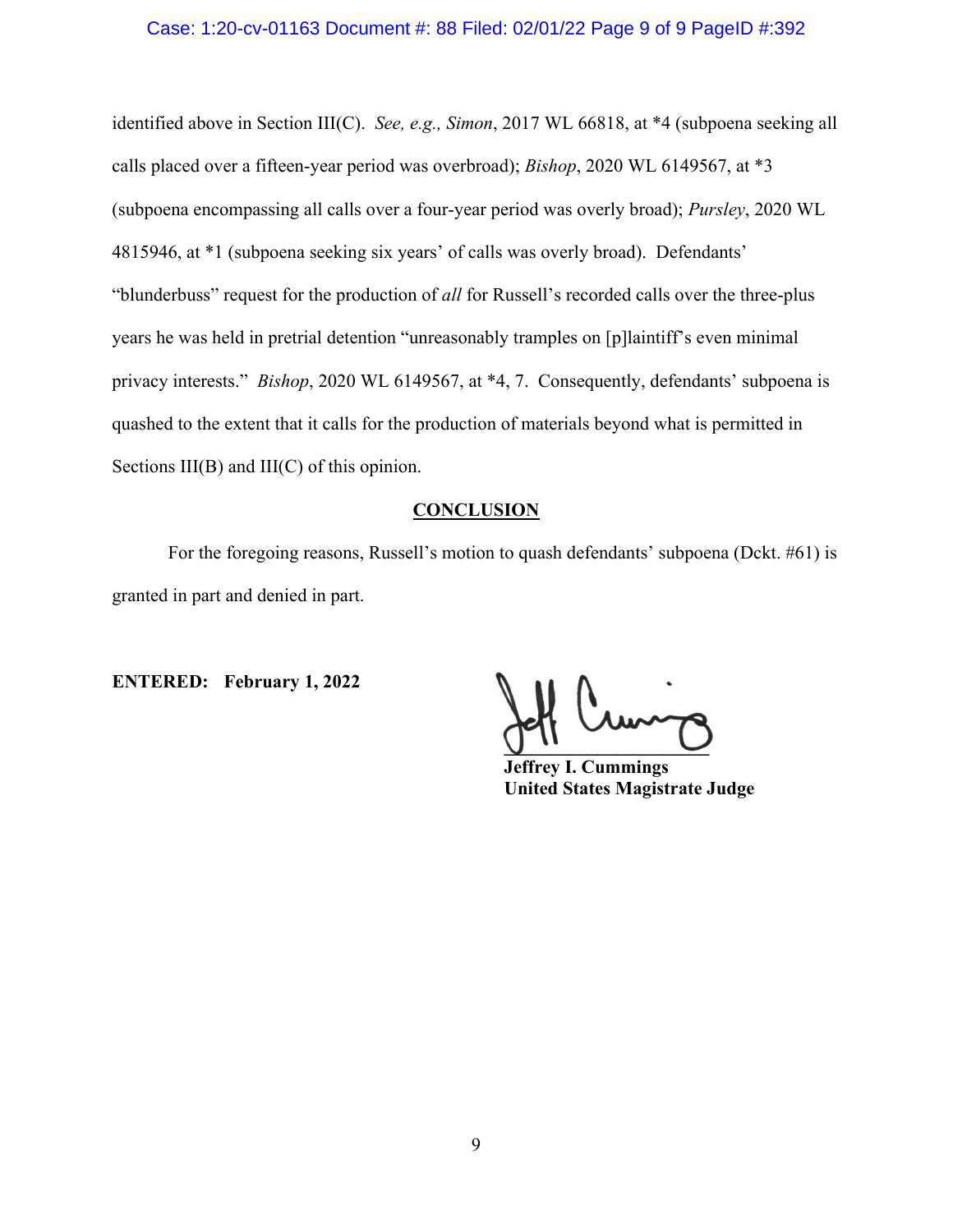identified above in Section III(C). *See, e.g., Simon*, 2017 WL 66818, at *4 (subpoena seeking all calls placed over a fifteen-year period was overbroad); *Bishop*, 2020 WL 6149567, at *3 (subpoena encompassing all calls over a four-year period was overly broad); *Pursley*, 2020 WL 4815946, at *1 (subpoena seeking six years' of calls was overly broad). Defendants' "blunderbuss" request for the production of *all* for Russell's recorded calls over the three-plus years he was held in pretrial detention "unreasonably tramples on [p]laintiff's even minimal privacy interests." *Bishop*, 2020 WL 6149567, at *4, 7. Consequently, defendants' subpoena is quashed to the extent that it calls for the production of materials beyond what is permitted in Sections III(B) and III(C) of this opinion.

## CONCLUSION

For the foregoing reasons, Russell's motion to quash defendants' subpoena (Dckt. #61) is granted in part and denied in part.

**ENTERED: February 1, 2022**

**Jeffrey I. Cummings**
**United States Magistrate Judge**